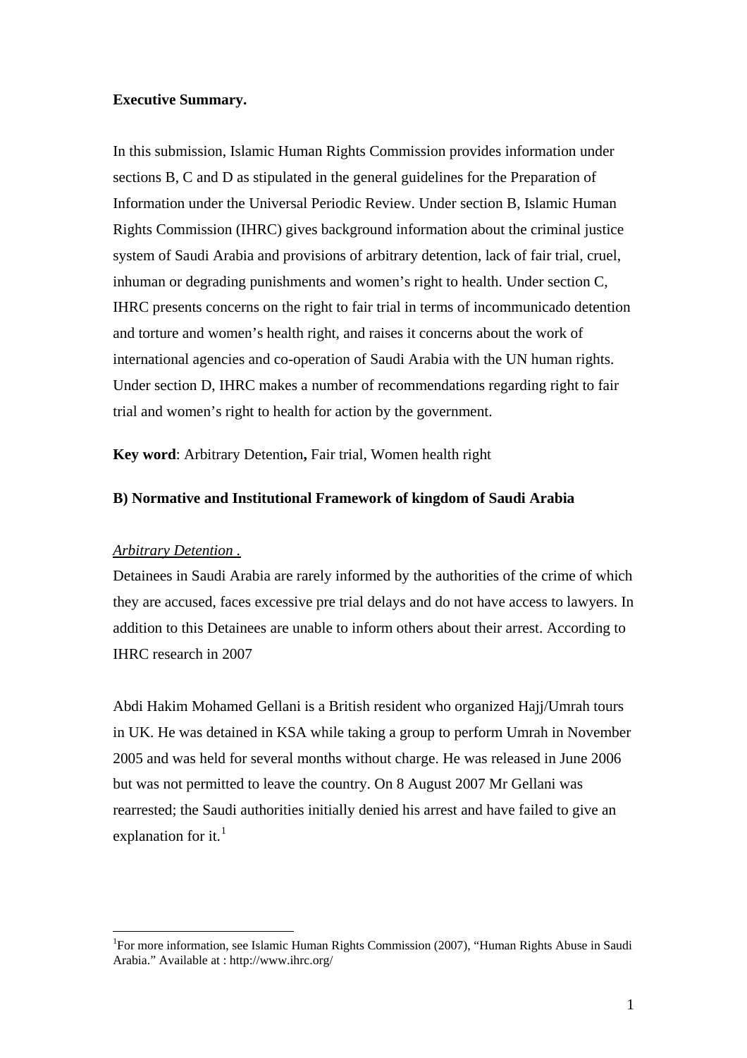**Executive Summary.**

In this submission, Islamic Human Rights Commission provides information under sections B, C and D as stipulated in the general guidelines for the Preparation of Information under the Universal Periodic Review. Under section B, Islamic Human Rights Commission (IHRC) gives background information about the criminal justice system of Saudi Arabia and provisions of arbitrary detention, lack of fair trial, cruel, inhuman or degrading punishments and women's right to health. Under section C, IHRC presents concerns on the right to fair trial in terms of incommunicado detention and torture and women's health right, and raises it concerns about the work of international agencies and co-operation of Saudi Arabia with the UN human rights. Under section D, IHRC makes a number of recommendations regarding right to fair trial and women's right to health for action by the government.

**Key word**: Arbitrary Detention**,** Fair trial, Women health right

## B) Normative and Institutional Framework of kingdom of Saudi Arabia

*Arbitrary Detention .*

Detainees in Saudi Arabia are rarely informed by the authorities of the crime of which they are accused, faces excessive pre trial delays and do not have access to lawyers. In addition to this Detainees are unable to inform others about their arrest. According to IHRC research in 2007

Abdi Hakim Mohamed Gellani is a British resident who organized Hajj/Umrah tours in UK. He was detained in KSA while taking a group to perform Umrah in November 2005 and was held for several months without charge. He was released in June 2006 but was not permitted to leave the country. On 8 August 2007 Mr Gellani was rearrested; the Saudi authorities initially denied his arrest and have failed to give an explanation for it.[1]

---

[1]For more information, see Islamic Human Rights Commission (2007), "Human Rights Abuse in Saudi Arabia." Available at : http://www.ihrc.org/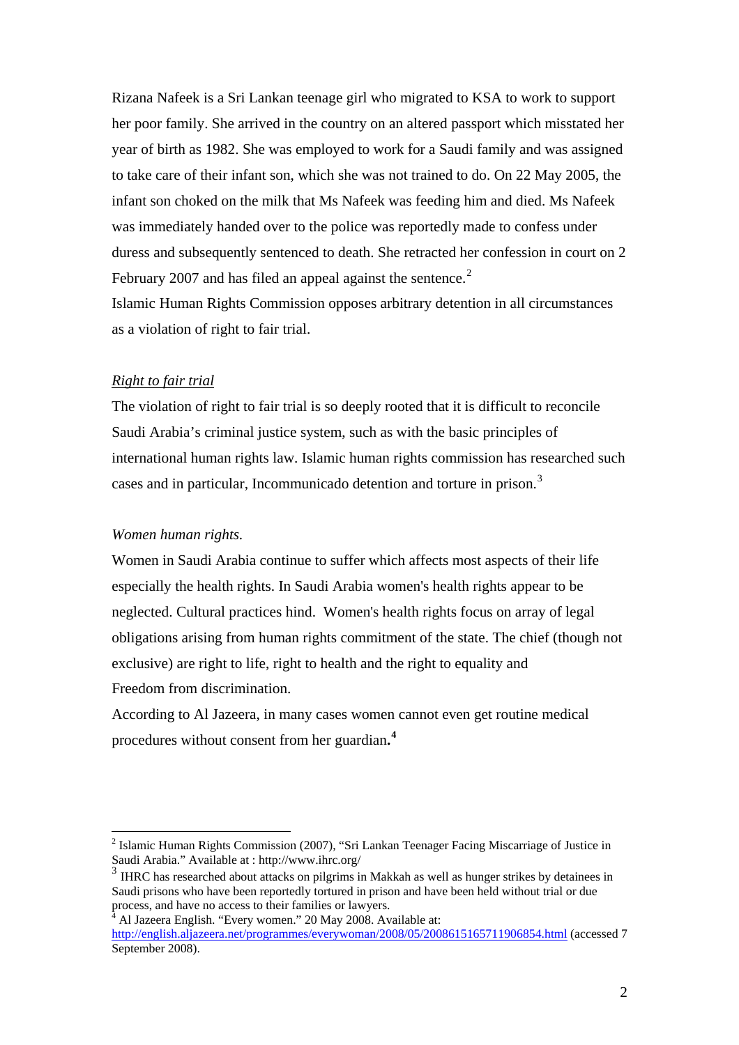Rizana Nafeek is a Sri Lankan teenage girl who migrated to KSA to work to support her poor family. She arrived in the country on an altered passport which misstated her year of birth as 1982. She was employed to work for a Saudi family and was assigned to take care of their infant son, which she was not trained to do. On 22 May 2005, the infant son choked on the milk that Ms Nafeek was feeding him and died. Ms Nafeek was immediately handed over to the police was reportedly made to confess under duress and subsequently sentenced to death. She retracted her confession in court on 2 February 2007 and has filed an appeal against the sentence.[2]

Islamic Human Rights Commission opposes arbitrary detention in all circumstances as a violation of right to fair trial.

*Right to fair trial*

The violation of right to fair trial is so deeply rooted that it is difficult to reconcile Saudi Arabia's criminal justice system, such as with the basic principles of international human rights law. Islamic human rights commission has researched such cases and in particular, Incommunicado detention and torture in prison.[3]

*Women human rights.*

Women in Saudi Arabia continue to suffer which affects most aspects of their life especially the health rights. In Saudi Arabia women's health rights appear to be neglected. Cultural practices hind. Women's health rights focus on array of legal obligations arising from human rights commitment of the state. The chief (though not exclusive) are right to life, right to health and the right to equality and Freedom from discrimination.

According to Al Jazeera, in many cases women cannot even get routine medical procedures without consent from her guardian.[4]

---

[2] Islamic Human Rights Commission (2007), "Sri Lankan Teenager Facing Miscarriage of Justice in Saudi Arabia." Available at : http://www.ihrc.org/

[3] IHRC has researched about attacks on pilgrims in Makkah as well as hunger strikes by detainees in Saudi prisons who have been reportedly tortured in prison and have been held without trial or due process, and have no access to their families or lawyers.

[4] Al Jazeera English. "Every women." 20 May 2008. Available at: http://english.aljazeera.net/programmes/everywoman/2008/05/2008615165711906854.html (accessed 7 September 2008).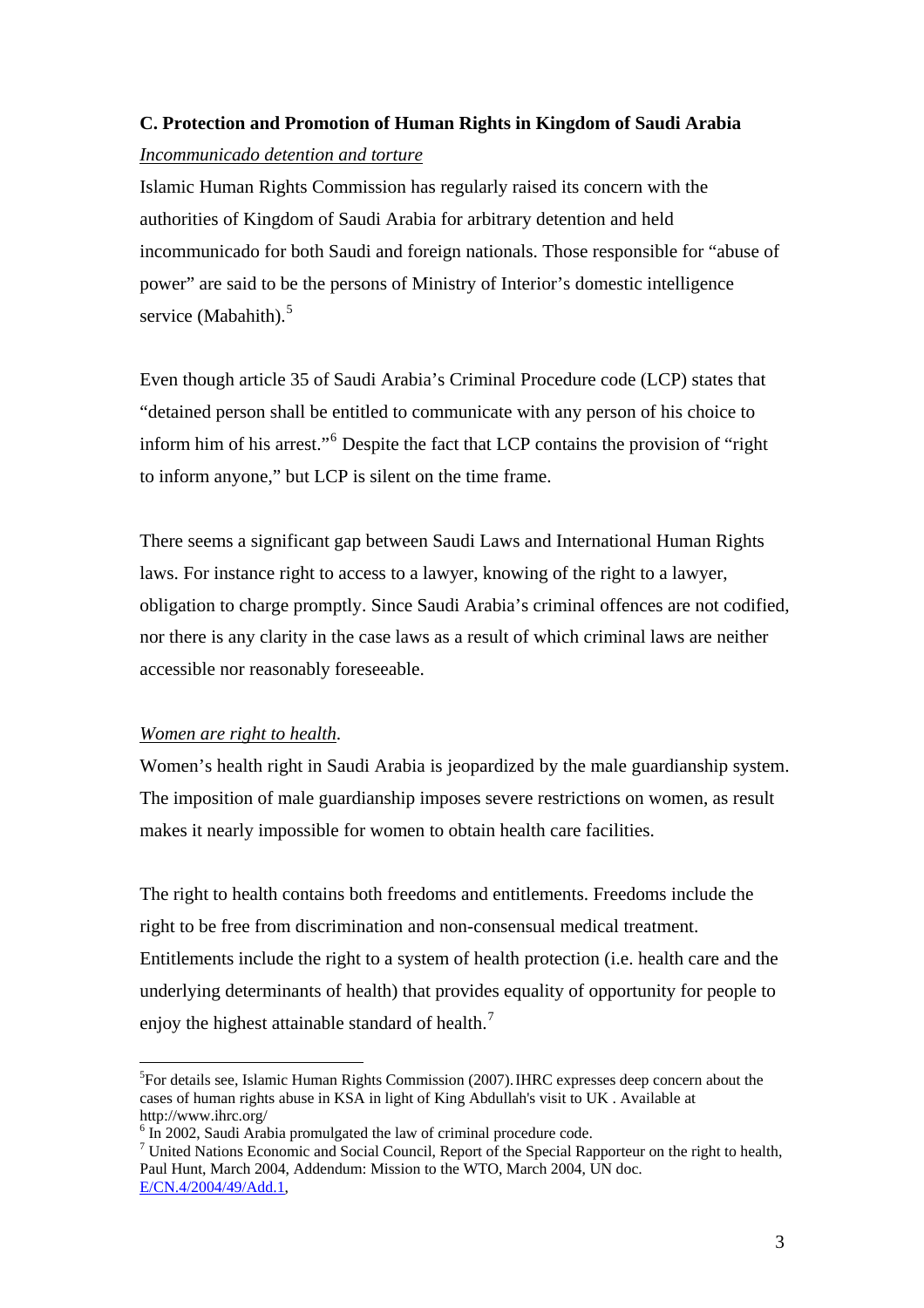**C. Protection and Promotion of Human Rights in Kingdom of Saudi Arabia**

*Incommunicado detention and torture*

Islamic Human Rights Commission has regularly raised its concern with the authorities of Kingdom of Saudi Arabia for arbitrary detention and held incommunicado for both Saudi and foreign nationals. Those responsible for "abuse of power" are said to be the persons of Ministry of Interior's domestic intelligence service (Mabahith).[5]

Even though article 35 of Saudi Arabia's Criminal Procedure code (LCP) states that "detained person shall be entitled to communicate with any person of his choice to inform him of his arrest."[6] Despite the fact that LCP contains the provision of "right to inform anyone," but LCP is silent on the time frame.

There seems a significant gap between Saudi Laws and International Human Rights laws. For instance right to access to a lawyer, knowing of the right to a lawyer, obligation to charge promptly. Since Saudi Arabia's criminal offences are not codified, nor there is any clarity in the case laws as a result of which criminal laws are neither accessible nor reasonably foreseeable.

*Women are right to health*.

Women's health right in Saudi Arabia is jeopardized by the male guardianship system. The imposition of male guardianship imposes severe restrictions on women, as result makes it nearly impossible for women to obtain health care facilities.

The right to health contains both freedoms and entitlements. Freedoms include the right to be free from discrimination and non-consensual medical treatment. Entitlements include the right to a system of health protection (i.e. health care and the underlying determinants of health) that provides equality of opportunity for people to enjoy the highest attainable standard of health.[7]

---

[5] For details see, Islamic Human Rights Commission (2007). IHRC expresses deep concern about the cases of human rights abuse in KSA in light of King Abdullah's visit to UK . Available at http://www.ihrc.org/

[6] In 2002, Saudi Arabia promulgated the law of criminal procedure code.

[7] United Nations Economic and Social Council, Report of the Special Rapporteur on the right to health, Paul Hunt, March 2004, Addendum: Mission to the WTO, March 2004, UN doc. E/CN.4/2004/49/Add.1,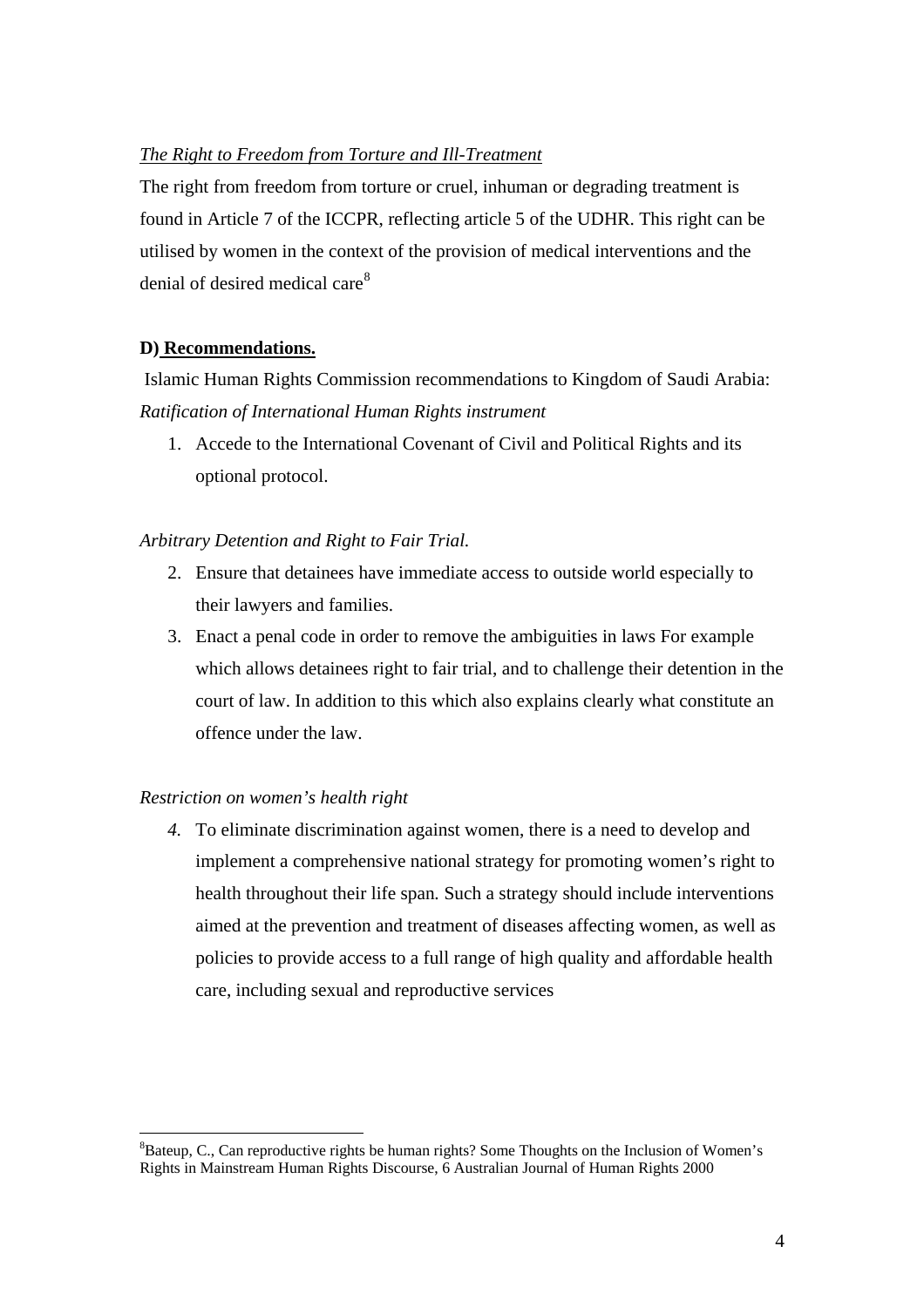*<u>The Right to Freedom from Torture and Ill-Treatment</u>*

The right from freedom from torture or cruel, inhuman or degrading treatment is found in Article 7 of the ICCPR, reflecting article 5 of the UDHR. This right can be utilised by women in the context of the provision of medical interventions and the denial of desired medical care[8]

**D) <u>Recommendations.</u>**

Islamic Human Rights Commission recommendations to Kingdom of Saudi Arabia:

*Ratification of International Human Rights instrument*

1. Accede to the International Covenant of Civil and Political Rights and its optional protocol.

*Arbitrary Detention and Right to Fair Trial.*

2. Ensure that detainees have immediate access to outside world especially to their lawyers and families.
3. Enact a penal code in order to remove the ambiguities in laws For example which allows detainees right to fair trial, and to challenge their detention in the court of law. In addition to this which also explains clearly what constitute an offence under the law.

*Restriction on women's health right*

4. To eliminate discrimination against women, there is a need to develop and implement a comprehensive national strategy for promoting women's right to health throughout their life span. Such a strategy should include interventions aimed at the prevention and treatment of diseases affecting women, as well as policies to provide access to a full range of high quality and affordable health care, including sexual and reproductive services

[8]Bateup, C., Can reproductive rights be human rights? Some Thoughts on the Inclusion of Women's Rights in Mainstream Human Rights Discourse, 6 Australian Journal of Human Rights 2000